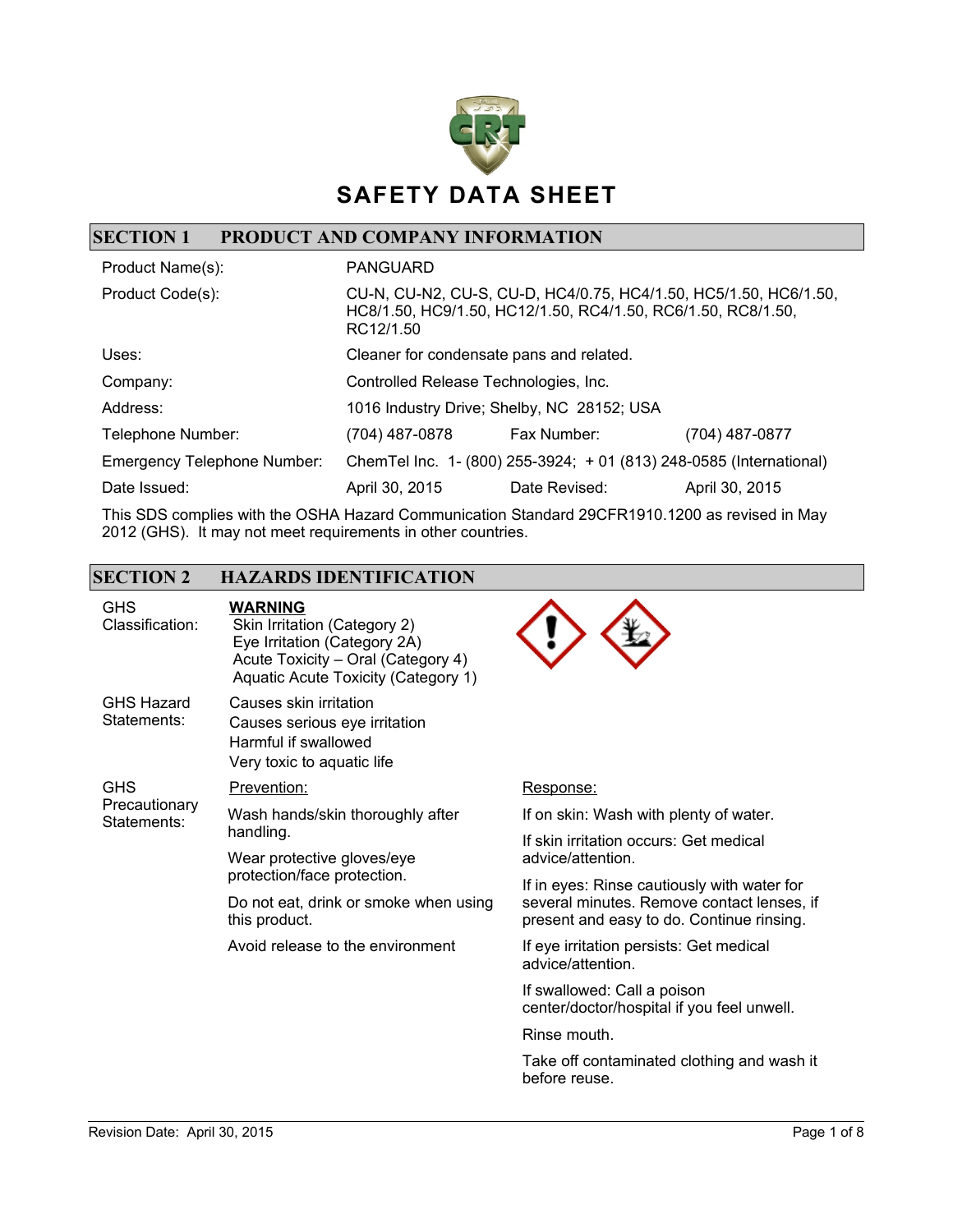# SAFETY DATA SHEET

## SECTION 1 PRODUCT AND COMPANY INFORMATION

| | | | |
|---|---|---|---|
| Product Name(s): | PANGUARD | | |
| Product Code(s): | CU-N, CU-N2, CU-S, CU-D, HC4/0.75, HC4/1.50, HC5/1.50, HC6/1.50, HC8/1.50, HC9/1.50, HC12/1.50, RC4/1.50, RC6/1.50, RC8/1.50, RC12/1.50 | | |
| Uses: | Cleaner for condensate pans and related. | | |
| Company: | Controlled Release Technologies, Inc. | | |
| Address: | 1016 Industry Drive; Shelby, NC 28152; USA | | |
| Telephone Number: | (704) 487-0878 | Fax Number: | (704) 487-0877 |
| Emergency Telephone Number: | ChemTel Inc. 1- (800) 255-3924; + 01 (813) 248-0585 (International) | | |
| Date Issued: | April 30, 2015 | Date Revised: | April 30, 2015 |

This SDS complies with the OSHA Hazard Communication Standard 29CFR1910.1200 as revised in May 2012 (GHS). It may not meet requirements in other countries.

## SECTION 2 HAZARDS IDENTIFICATION

**GHS Classification:**

**WARNING**
- Skin Irritation (Category 2)
- Eye Irritation (Category 2A)
- Acute Toxicity – Oral (Category 4)
- Aquatic Acute Toxicity (Category 1)

**GHS Hazard Statements:**

- Causes skin irritation
- Causes serious eye irritation
- Harmful if swallowed
- Very toxic to aquatic life

**GHS Precautionary Statements:**

Prevention:

- Wash hands/skin thoroughly after handling.
- Wear protective gloves/eye protection/face protection.
- Do not eat, drink or smoke when using this product.
- Avoid release to the environment

Response:

- If on skin: Wash with plenty of water.
- If skin irritation occurs: Get medical advice/attention.
- If in eyes: Rinse cautiously with water for several minutes. Remove contact lenses, if present and easy to do. Continue rinsing.
- If eye irritation persists: Get medical advice/attention.
- If swallowed: Call a poison center/doctor/hospital if you feel unwell.
- Rinse mouth.
- Take off contaminated clothing and wash it before reuse.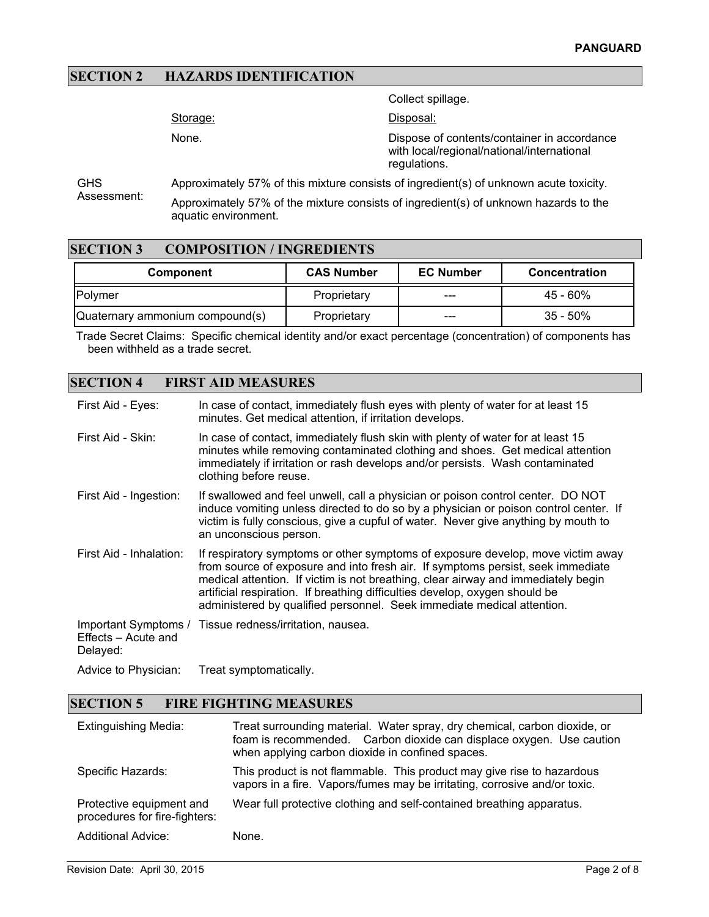## SECTION 2 HAZARDS IDENTIFICATION

Collect spillage.

Storage:

None.

Disposal:

Dispose of contents/container in accordance with local/regional/national/international regulations.

GHS Assessment:

Approximately 57% of this mixture consists of ingredient(s) of unknown acute toxicity.

Approximately 57% of the mixture consists of ingredient(s) of unknown hazards to the aquatic environment.

## SECTION 3 COMPOSITION / INGREDIENTS

| Component | CAS Number | EC Number | Concentration |
| --- | --- | --- | --- |
| Polymer | Proprietary | --- | 45 - 60% |
| Quaternary ammonium compound(s) | Proprietary | --- | 35 - 50% |

Trade Secret Claims: Specific chemical identity and/or exact percentage (concentration) of components has been withheld as a trade secret.

## SECTION 4 FIRST AID MEASURES

First Aid - Eyes: In case of contact, immediately flush eyes with plenty of water for at least 15 minutes. Get medical attention, if irritation develops.

First Aid - Skin: In case of contact, immediately flush skin with plenty of water for at least 15 minutes while removing contaminated clothing and shoes. Get medical attention immediately if irritation or rash develops and/or persists. Wash contaminated clothing before reuse.

First Aid - Ingestion: If swallowed and feel unwell, call a physician or poison control center. DO NOT induce vomiting unless directed to do so by a physician or poison control center. If victim is fully conscious, give a cupful of water. Never give anything by mouth to an unconscious person.

First Aid - Inhalation: If respiratory symptoms or other symptoms of exposure develop, move victim away from source of exposure and into fresh air. If symptoms persist, seek immediate medical attention. If victim is not breathing, clear airway and immediately begin artificial respiration. If breathing difficulties develop, oxygen should be administered by qualified personnel. Seek immediate medical attention.

Important Symptoms / Effects – Acute and Delayed: Tissue redness/irritation, nausea.

Advice to Physician: Treat symptomatically.

## SECTION 5 FIRE FIGHTING MEASURES

Extinguishing Media: Treat surrounding material. Water spray, dry chemical, carbon dioxide, or foam is recommended. Carbon dioxide can displace oxygen. Use caution when applying carbon dioxide in confined spaces.

Specific Hazards: This product is not flammable. This product may give rise to hazardous vapors in a fire. Vapors/fumes may be irritating, corrosive and/or toxic.

Protective equipment and procedures for fire-fighters: Wear full protective clothing and self-contained breathing apparatus.

Additional Advice: None.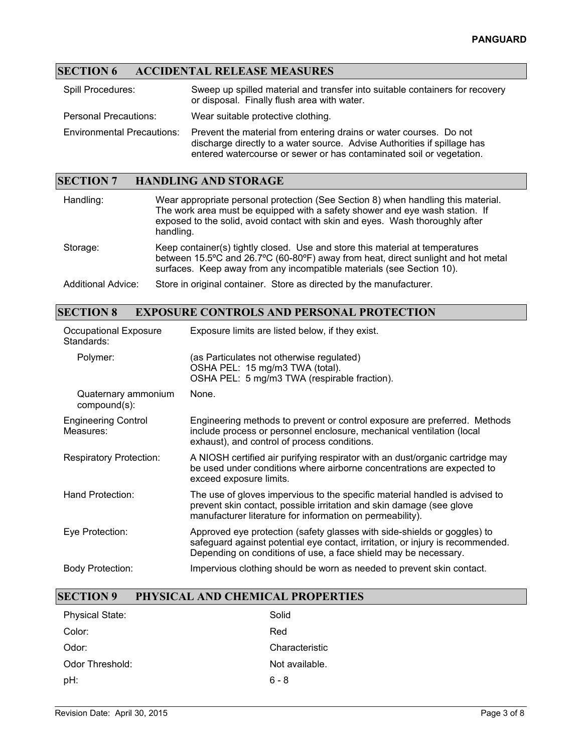## SECTION 6 ACCIDENTAL RELEASE MEASURES

| | |
|---|---|
| Spill Procedures: | Sweep up spilled material and transfer into suitable containers for recovery or disposal. Finally flush area with water. |
| Personal Precautions: | Wear suitable protective clothing. |
| Environmental Precautions: | Prevent the material from entering drains or water courses. Do not discharge directly to a water source. Advise Authorities if spillage has entered watercourse or sewer or has contaminated soil or vegetation. |

## SECTION 7 HANDLING AND STORAGE

| | |
|---|---|
| Handling: | Wear appropriate personal protection (See Section 8) when handling this material. The work area must be equipped with a safety shower and eye wash station. If exposed to the solid, avoid contact with skin and eyes. Wash thoroughly after handling. |
| Storage: | Keep container(s) tightly closed. Use and store this material at temperatures between 15.5ºC and 26.7ºC (60-80ºF) away from heat, direct sunlight and hot metal surfaces. Keep away from any incompatible materials (see Section 10). |
| Additional Advice: | Store in original container. Store as directed by the manufacturer. |

## SECTION 8 EXPOSURE CONTROLS AND PERSONAL PROTECTION

| | |
|---|---|
| Occupational Exposure Standards: | Exposure limits are listed below, if they exist. |
| Polymer: | (as Particulates not otherwise regulated)<br>OSHA PEL: 15 mg/m3 TWA (total).<br>OSHA PEL: 5 mg/m3 TWA (respirable fraction). |
| Quaternary ammonium compound(s): | None. |
| Engineering Control Measures: | Engineering methods to prevent or control exposure are preferred. Methods include process or personnel enclosure, mechanical ventilation (local exhaust), and control of process conditions. |
| Respiratory Protection: | A NIOSH certified air purifying respirator with an dust/organic cartridge may be used under conditions where airborne concentrations are expected to exceed exposure limits. |
| Hand Protection: | The use of gloves impervious to the specific material handled is advised to prevent skin contact, possible irritation and skin damage (see glove manufacturer literature for information on permeability). |
| Eye Protection: | Approved eye protection (safety glasses with side-shields or goggles) to safeguard against potential eye contact, irritation, or injury is recommended. Depending on conditions of use, a face shield may be necessary. |
| Body Protection: | Impervious clothing should be worn as needed to prevent skin contact. |

## SECTION 9 PHYSICAL AND CHEMICAL PROPERTIES

| | |
|---|---|
| Physical State: | Solid |
| Color: | Red |
| Odor: | Characteristic |
| Odor Threshold: | Not available. |
| pH: | 6 - 8 |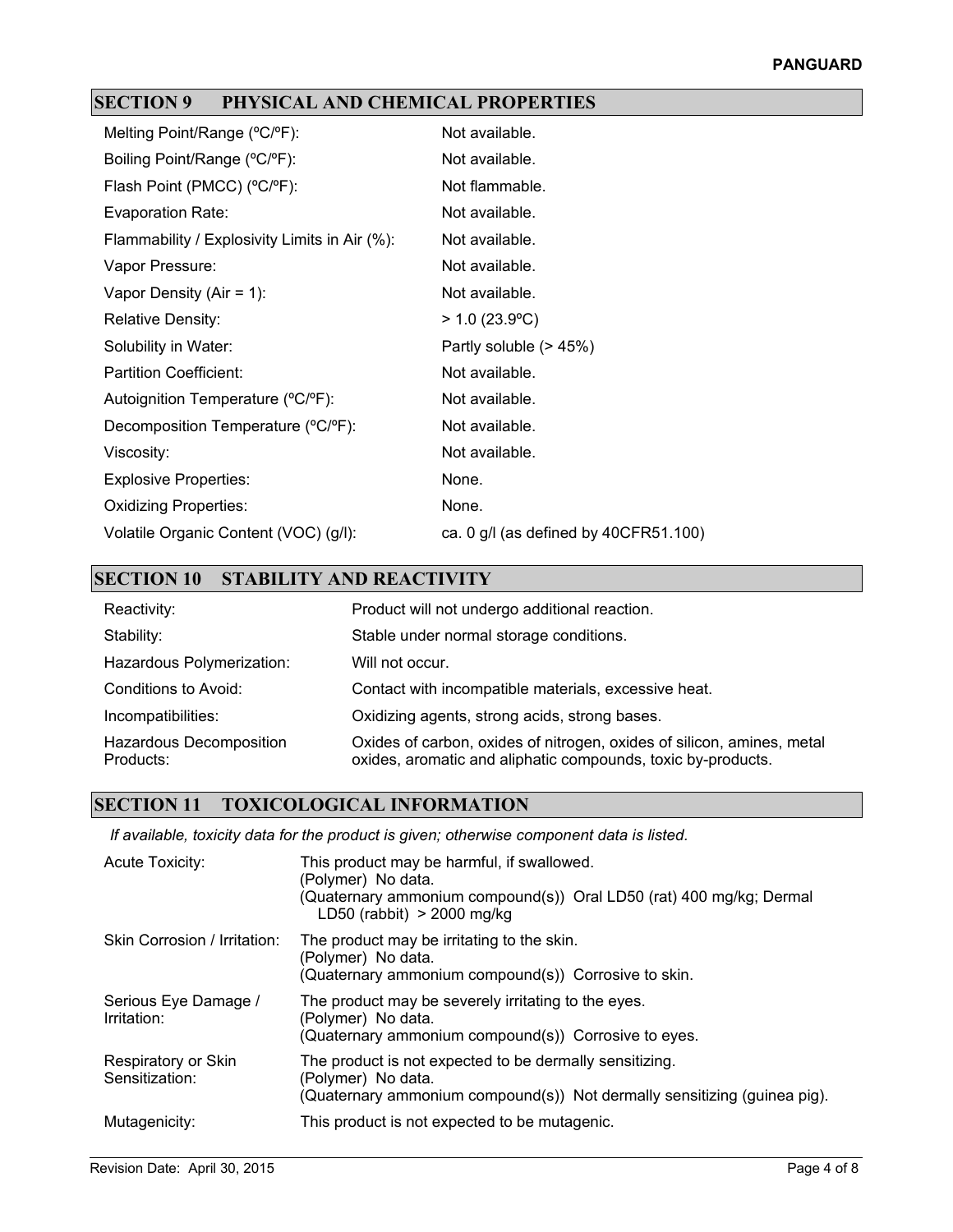## SECTION 9 PHYSICAL AND CHEMICAL PROPERTIES

| Property | Value |
|---|---|
| Melting Point/Range (ºC/ºF): | Not available. |
| Boiling Point/Range (ºC/ºF): | Not available. |
| Flash Point (PMCC) (ºC/ºF): | Not flammable. |
| Evaporation Rate: | Not available. |
| Flammability / Explosivity Limits in Air (%): | Not available. |
| Vapor Pressure: | Not available. |
| Vapor Density (Air = 1): | Not available. |
| Relative Density: | > 1.0 (23.9ºC) |
| Solubility in Water: | Partly soluble (> 45%) |
| Partition Coefficient: | Not available. |
| Autoignition Temperature (ºC/ºF): | Not available. |
| Decomposition Temperature (ºC/ºF): | Not available. |
| Viscosity: | Not available. |
| Explosive Properties: | None. |
| Oxidizing Properties: | None. |
| Volatile Organic Content (VOC) (g/l): | ca. 0 g/l (as defined by 40CFR51.100) |

## SECTION 10 STABILITY AND REACTIVITY

| Item | Details |
|---|---|
| Reactivity: | Product will not undergo additional reaction. |
| Stability: | Stable under normal storage conditions. |
| Hazardous Polymerization: | Will not occur. |
| Conditions to Avoid: | Contact with incompatible materials, excessive heat. |
| Incompatibilities: | Oxidizing agents, strong acids, strong bases. |
| Hazardous Decomposition Products: | Oxides of carbon, oxides of nitrogen, oxides of silicon, amines, metal oxides, aromatic and aliphatic compounds, toxic by-products. |

## SECTION 11 TOXICOLOGICAL INFORMATION

*If available, toxicity data for the product is given; otherwise component data is listed.*

| Item | Details |
|---|---|
| Acute Toxicity: | This product may be harmful, if swallowed.<br>(Polymer) No data.<br>(Quaternary ammonium compound(s)) Oral LD50 (rat) 400 mg/kg; Dermal LD50 (rabbit) > 2000 mg/kg |
| Skin Corrosion / Irritation: | The product may be irritating to the skin.<br>(Polymer) No data.<br>(Quaternary ammonium compound(s)) Corrosive to skin. |
| Serious Eye Damage / Irritation: | The product may be severely irritating to the eyes.<br>(Polymer) No data.<br>(Quaternary ammonium compound(s)) Corrosive to eyes. |
| Respiratory or Skin Sensitization: | The product is not expected to be dermally sensitizing.<br>(Polymer) No data.<br>(Quaternary ammonium compound(s)) Not dermally sensitizing (guinea pig). |
| Mutagenicity: | This product is not expected to be mutagenic. |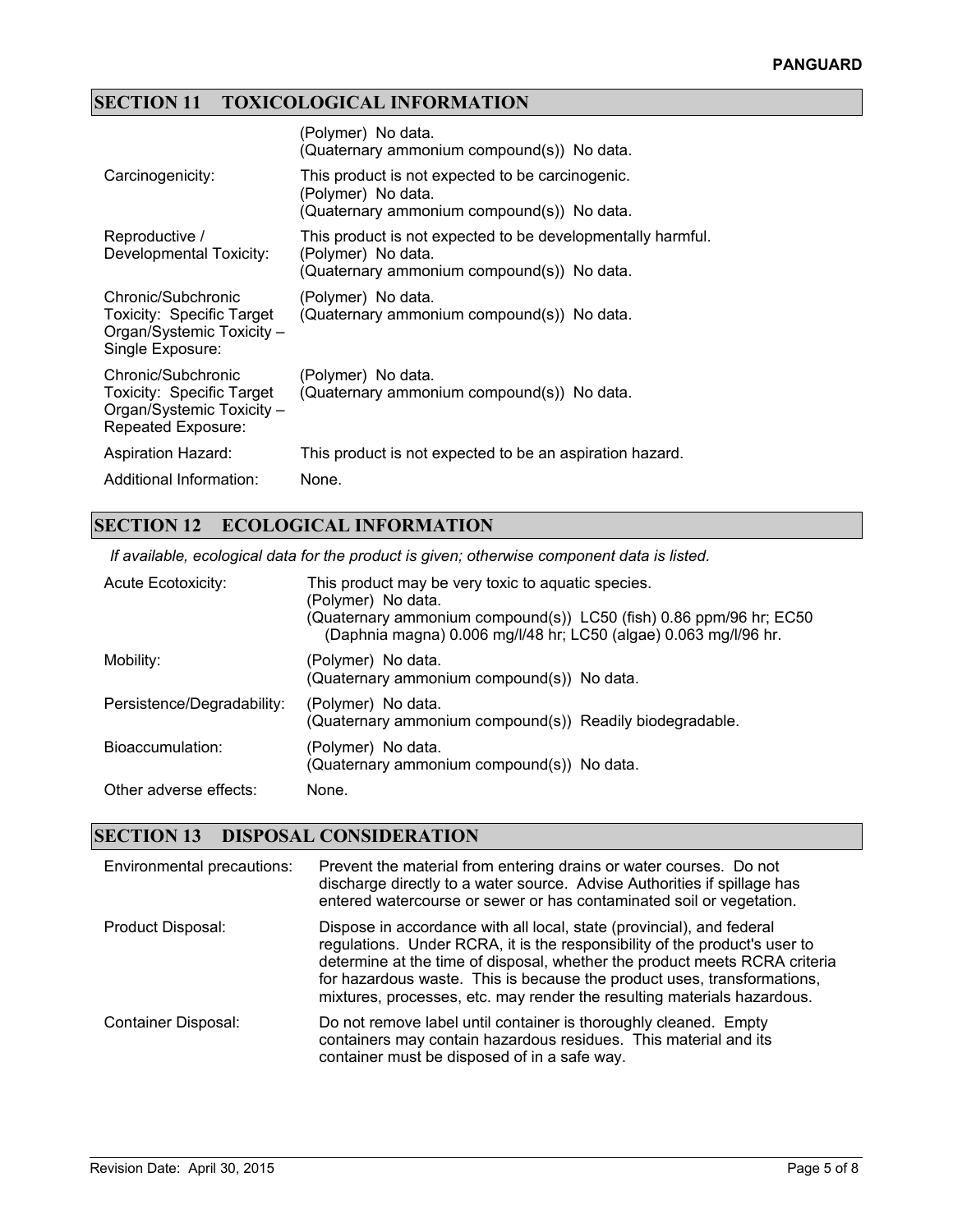## SECTION 11 TOXICOLOGICAL INFORMATION

| | |
|---|---|
| | (Polymer) No data.<br>(Quaternary ammonium compound(s)) No data. |
| Carcinogenicity: | This product is not expected to be carcinogenic.<br>(Polymer) No data.<br>(Quaternary ammonium compound(s)) No data. |
| Reproductive / Developmental Toxicity: | This product is not expected to be developmentally harmful.<br>(Polymer) No data.<br>(Quaternary ammonium compound(s)) No data. |
| Chronic/Subchronic Toxicity: Specific Target Organ/Systemic Toxicity – Single Exposure: | (Polymer) No data.<br>(Quaternary ammonium compound(s)) No data. |
| Chronic/Subchronic Toxicity: Specific Target Organ/Systemic Toxicity – Repeated Exposure: | (Polymer) No data.<br>(Quaternary ammonium compound(s)) No data. |
| Aspiration Hazard: | This product is not expected to be an aspiration hazard. |
| Additional Information: | None. |

## SECTION 12 ECOLOGICAL INFORMATION

*If available, ecological data for the product is given; otherwise component data is listed.*

| | |
|---|---|
| Acute Ecotoxicity: | This product may be very toxic to aquatic species.<br>(Polymer) No data.<br>(Quaternary ammonium compound(s)) LC50 (fish) 0.86 ppm/96 hr; EC50 (Daphnia magna) 0.006 mg/l/48 hr; LC50 (algae) 0.063 mg/l/96 hr. |
| Mobility: | (Polymer) No data.<br>(Quaternary ammonium compound(s)) No data. |
| Persistence/Degradability: | (Polymer) No data.<br>(Quaternary ammonium compound(s)) Readily biodegradable. |
| Bioaccumulation: | (Polymer) No data.<br>(Quaternary ammonium compound(s)) No data. |
| Other adverse effects: | None. |

## SECTION 13 DISPOSAL CONSIDERATION

| | |
|---|---|
| Environmental precautions: | Prevent the material from entering drains or water courses. Do not discharge directly to a water source. Advise Authorities if spillage has entered watercourse or sewer or has contaminated soil or vegetation. |
| Product Disposal: | Dispose in accordance with all local, state (provincial), and federal regulations. Under RCRA, it is the responsibility of the product's user to determine at the time of disposal, whether the product meets RCRA criteria for hazardous waste. This is because the product uses, transformations, mixtures, processes, etc. may render the resulting materials hazardous. |
| Container Disposal: | Do not remove label until container is thoroughly cleaned. Empty containers may contain hazardous residues. This material and its container must be disposed of in a safe way. |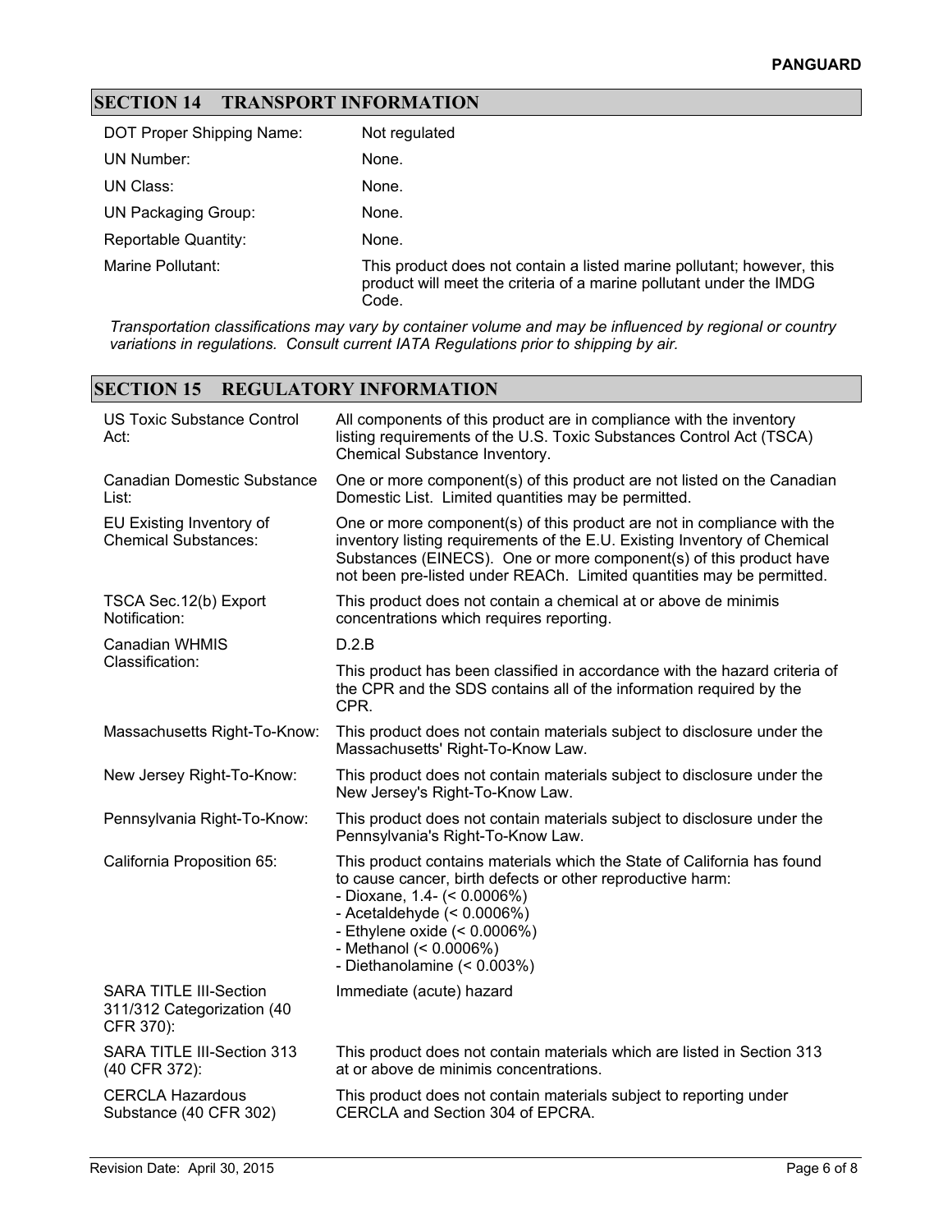## SECTION 14 TRANSPORT INFORMATION

| | |
|---|---|
| DOT Proper Shipping Name: | Not regulated |
| UN Number: | None. |
| UN Class: | None. |
| UN Packaging Group: | None. |
| Reportable Quantity: | None. |
| Marine Pollutant: | This product does not contain a listed marine pollutant; however, this product will meet the criteria of a marine pollutant under the IMDG Code. |

*Transportation classifications may vary by container volume and may be influenced by regional or country variations in regulations. Consult current IATA Regulations prior to shipping by air.*

## SECTION 15 REGULATORY INFORMATION

| | |
|---|---|
| US Toxic Substance Control Act: | All components of this product are in compliance with the inventory listing requirements of the U.S. Toxic Substances Control Act (TSCA) Chemical Substance Inventory. |
| Canadian Domestic Substance List: | One or more component(s) of this product are not listed on the Canadian Domestic List. Limited quantities may be permitted. |
| EU Existing Inventory of Chemical Substances: | One or more component(s) of this product are not in compliance with the inventory listing requirements of the E.U. Existing Inventory of Chemical Substances (EINECS). One or more component(s) of this product have not been pre-listed under REACh. Limited quantities may be permitted. |
| TSCA Sec.12(b) Export Notification: | This product does not contain a chemical at or above de minimis concentrations which requires reporting. |
| Canadian WHMIS Classification: | D.2.B<br>This product has been classified in accordance with the hazard criteria of the CPR and the SDS contains all of the information required by the CPR. |
| Massachusetts Right-To-Know: | This product does not contain materials subject to disclosure under the Massachusetts' Right-To-Know Law. |
| New Jersey Right-To-Know: | This product does not contain materials subject to disclosure under the New Jersey's Right-To-Know Law. |
| Pennsylvania Right-To-Know: | This product does not contain materials subject to disclosure under the Pennsylvania's Right-To-Know Law. |
| California Proposition 65: | This product contains materials which the State of California has found to cause cancer, birth defects or other reproductive harm:<br>- Dioxane, 1.4- (< 0.0006%)<br>- Acetaldehyde (< 0.0006%)<br>- Ethylene oxide (< 0.0006%)<br>- Methanol (< 0.0006%)<br>- Diethanolamine (< 0.003%) |
| SARA TITLE III-Section 311/312 Categorization (40 CFR 370): | Immediate (acute) hazard |
| SARA TITLE III-Section 313 (40 CFR 372): | This product does not contain materials which are listed in Section 313 at or above de minimis concentrations. |
| CERCLA Hazardous Substance (40 CFR 302) | This product does not contain materials subject to reporting under CERCLA and Section 304 of EPCRA. |

Revision Date: April 30, 2015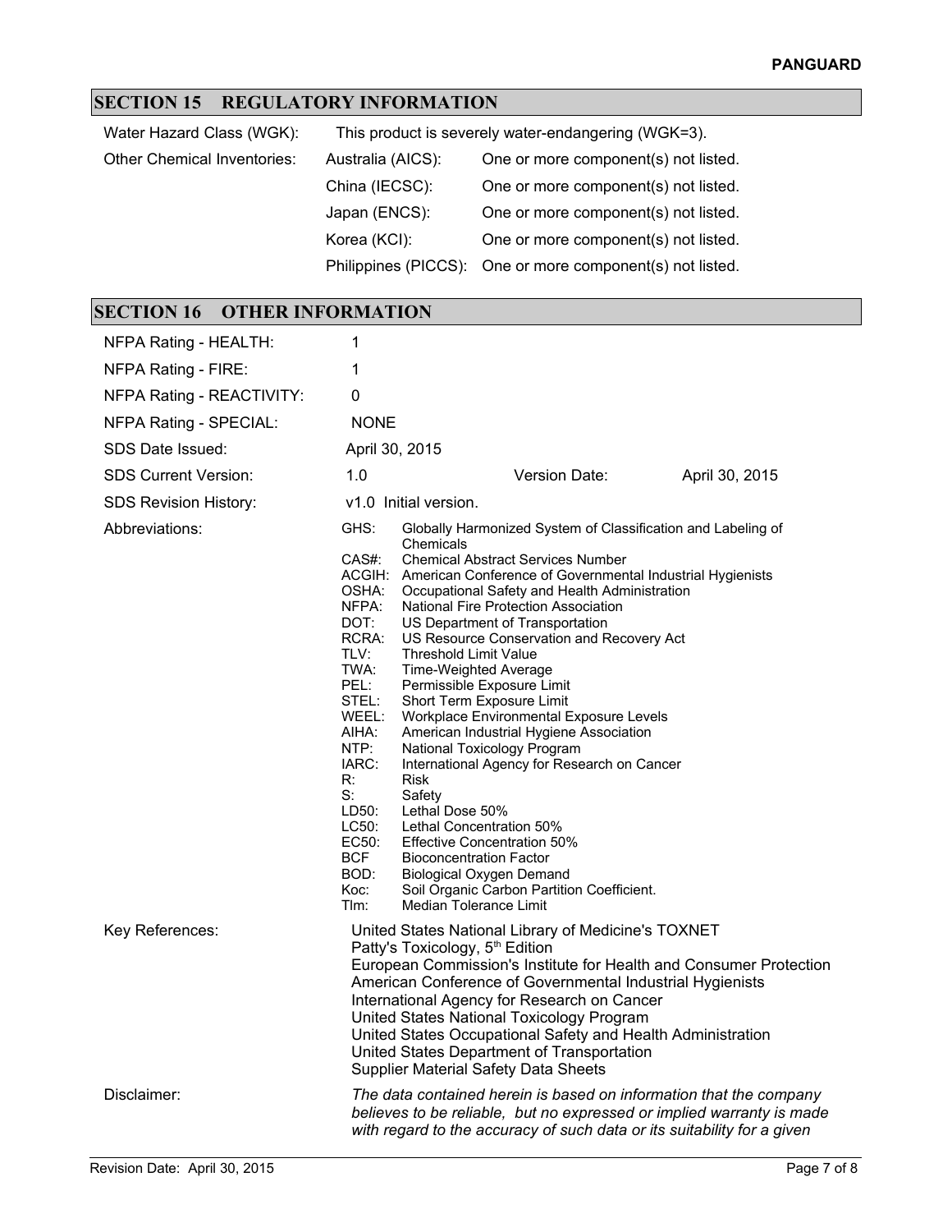## SECTION 15 REGULATORY INFORMATION

| | | |
|---|---|---|
| Water Hazard Class (WGK): | This product is severely water-endangering (WGK=3). | |
| Other Chemical Inventories: | Australia (AICS): | One or more component(s) not listed. |
| | China (IECSC): | One or more component(s) not listed. |
| | Japan (ENCS): | One or more component(s) not listed. |
| | Korea (KCI): | One or more component(s) not listed. |
| | Philippines (PICCS): | One or more component(s) not listed. |

## SECTION 16 OTHER INFORMATION

| | | | |
|---|---|---|---|
| NFPA Rating - HEALTH: | 1 | | |
| NFPA Rating - FIRE: | 1 | | |
| NFPA Rating - REACTIVITY: | 0 | | |
| NFPA Rating - SPECIAL: | NONE | | |
| SDS Date Issued: | April 30, 2015 | | |
| SDS Current Version: | 1.0 | Version Date: | April 30, 2015 |
| SDS Revision History: | v1.0 Initial version. | | |

Abbreviations:

| | |
|---|---|
| GHS: | Globally Harmonized System of Classification and Labeling of Chemicals |
| CAS#: | Chemical Abstract Services Number |
| ACGIH: | American Conference of Governmental Industrial Hygienists |
| OSHA: | Occupational Safety and Health Administration |
| NFPA: | National Fire Protection Association |
| DOT: | US Department of Transportation |
| RCRA: | US Resource Conservation and Recovery Act |
| TLV: | Threshold Limit Value |
| TWA: | Time-Weighted Average |
| PEL: | Permissible Exposure Limit |
| STEL: | Short Term Exposure Limit |
| WEEL: | Workplace Environmental Exposure Levels |
| AIHA: | American Industrial Hygiene Association |
| NTP: | National Toxicology Program |
| IARC: | International Agency for Research on Cancer |
| R: | Risk |
| S: | Safety |
| LD50: | Lethal Dose 50% |
| LC50: | Lethal Concentration 50% |
| EC50: | Effective Concentration 50% |
| BCF | Bioconcentration Factor |
| BOD: | Biological Oxygen Demand |
| Koc: | Soil Organic Carbon Partition Coefficient. |
| Tlm: | Median Tolerance Limit |

Key References:

United States National Library of Medicine's TOXNET
Patty's Toxicology, 5th Edition
European Commission's Institute for Health and Consumer Protection
American Conference of Governmental Industrial Hygienists
International Agency for Research on Cancer
United States National Toxicology Program
United States Occupational Safety and Health Administration
United States Department of Transportation
Supplier Material Safety Data Sheets

Disclaimer:

*The data contained herein is based on information that the company believes to be reliable, but no expressed or implied warranty is made with regard to the accuracy of such data or its suitability for a given*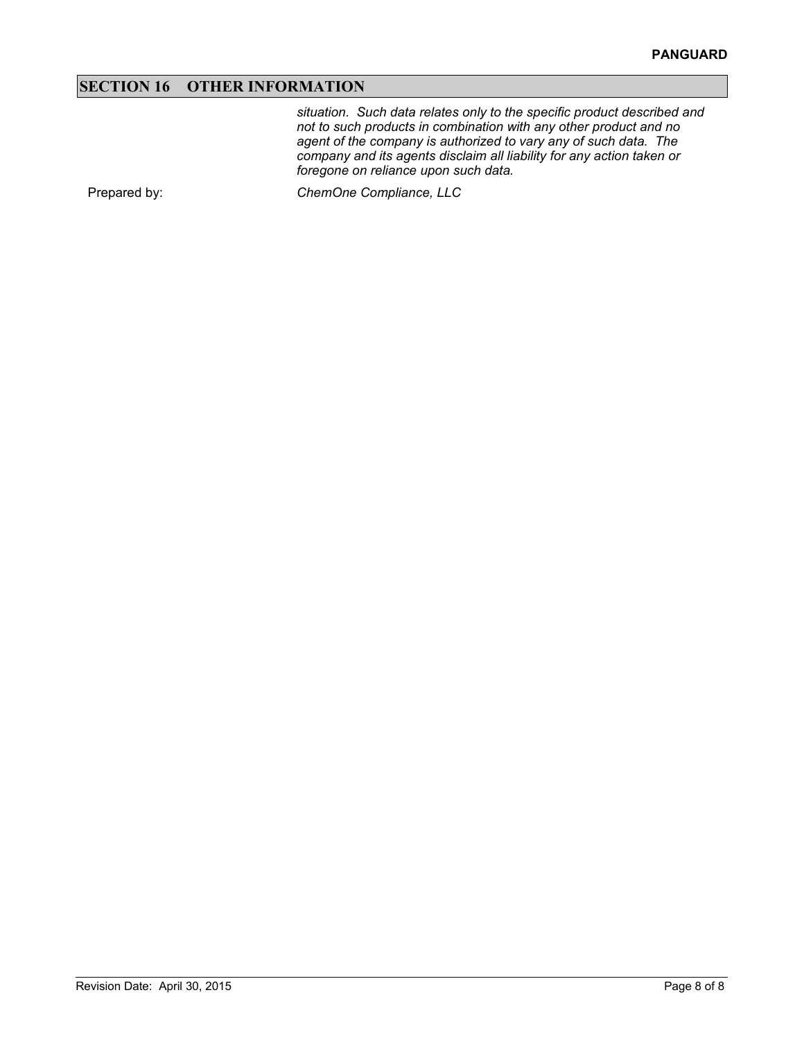## SECTION 16 OTHER INFORMATION

*situation. Such data relates only to the specific product described and not to such products in combination with any other product and no agent of the company is authorized to vary any of such data. The company and its agents disclaim all liability for any action taken or foregone on reliance upon such data.*

Prepared by: *ChemOne Compliance, LLC*